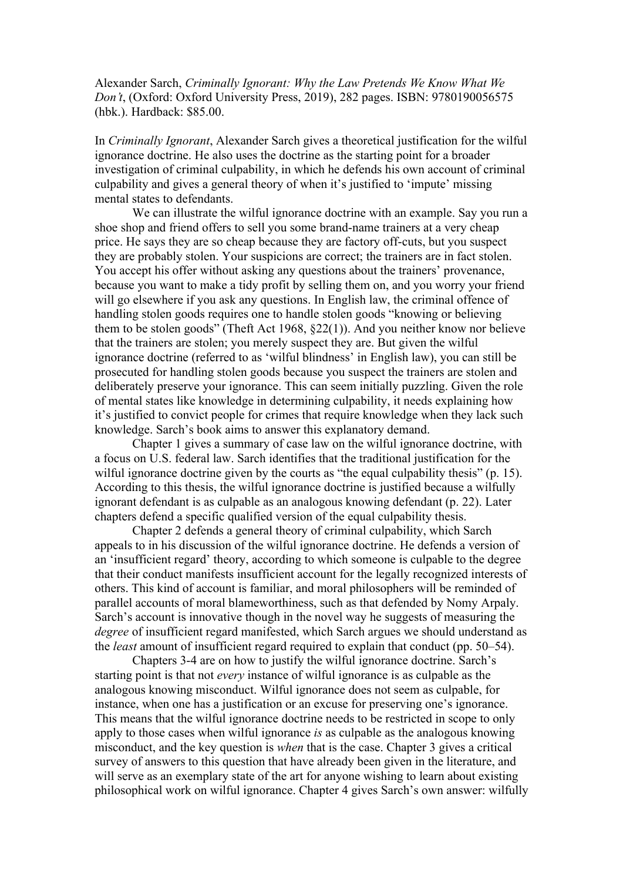Alexander Sarch, *Criminally Ignorant: Why the Law Pretends We Know What We Don't*, (Oxford: Oxford University Press, 2019), 282 pages. ISBN: 9780190056575 (hbk.). Hardback: $85.00.

In *Criminally Ignorant*, Alexander Sarch gives a theoretical justification for the wilful ignorance doctrine. He also uses the doctrine as the starting point for a broader investigation of criminal culpability, in which he defends his own account of criminal culpability and gives a general theory of when it's justified to 'impute' missing mental states to defendants.

We can illustrate the wilful ignorance doctrine with an example. Say you run a shoe shop and friend offers to sell you some brand-name trainers at a very cheap price. He says they are so cheap because they are factory off-cuts, but you suspect they are probably stolen. Your suspicions are correct; the trainers are in fact stolen. You accept his offer without asking any questions about the trainers' provenance, because you want to make a tidy profit by selling them on, and you worry your friend will go elsewhere if you ask any questions. In English law, the criminal offence of handling stolen goods requires one to handle stolen goods "knowing or believing them to be stolen goods" (Theft Act 1968, §22(1)). And you neither know nor believe that the trainers are stolen; you merely suspect they are. But given the wilful ignorance doctrine (referred to as 'wilful blindness' in English law), you can still be prosecuted for handling stolen goods because you suspect the trainers are stolen and deliberately preserve your ignorance. This can seem initially puzzling. Given the role of mental states like knowledge in determining culpability, it needs explaining how it's justified to convict people for crimes that require knowledge when they lack such knowledge. Sarch's book aims to answer this explanatory demand.

Chapter 1 gives a summary of case law on the wilful ignorance doctrine, with a focus on U.S. federal law. Sarch identifies that the traditional justification for the wilful ignorance doctrine given by the courts as "the equal culpability thesis" (p. 15). According to this thesis, the wilful ignorance doctrine is justified because a wilfully ignorant defendant is as culpable as an analogous knowing defendant (p. 22). Later chapters defend a specific qualified version of the equal culpability thesis.

Chapter 2 defends a general theory of criminal culpability, which Sarch appeals to in his discussion of the wilful ignorance doctrine. He defends a version of an 'insufficient regard' theory, according to which someone is culpable to the degree that their conduct manifests insufficient account for the legally recognized interests of others. This kind of account is familiar, and moral philosophers will be reminded of parallel accounts of moral blameworthiness, such as that defended by Nomy Arpaly. Sarch's account is innovative though in the novel way he suggests of measuring the *degree* of insufficient regard manifested, which Sarch argues we should understand as the *least* amount of insufficient regard required to explain that conduct (pp. 50–54).

Chapters 3-4 are on how to justify the wilful ignorance doctrine. Sarch's starting point is that not *every* instance of wilful ignorance is as culpable as the analogous knowing misconduct. Wilful ignorance does not seem as culpable, for instance, when one has a justification or an excuse for preserving one's ignorance. This means that the wilful ignorance doctrine needs to be restricted in scope to only apply to those cases when wilful ignorance *is* as culpable as the analogous knowing misconduct, and the key question is *when* that is the case. Chapter 3 gives a critical survey of answers to this question that have already been given in the literature, and will serve as an exemplary state of the art for anyone wishing to learn about existing philosophical work on wilful ignorance. Chapter 4 gives Sarch's own answer: wilfully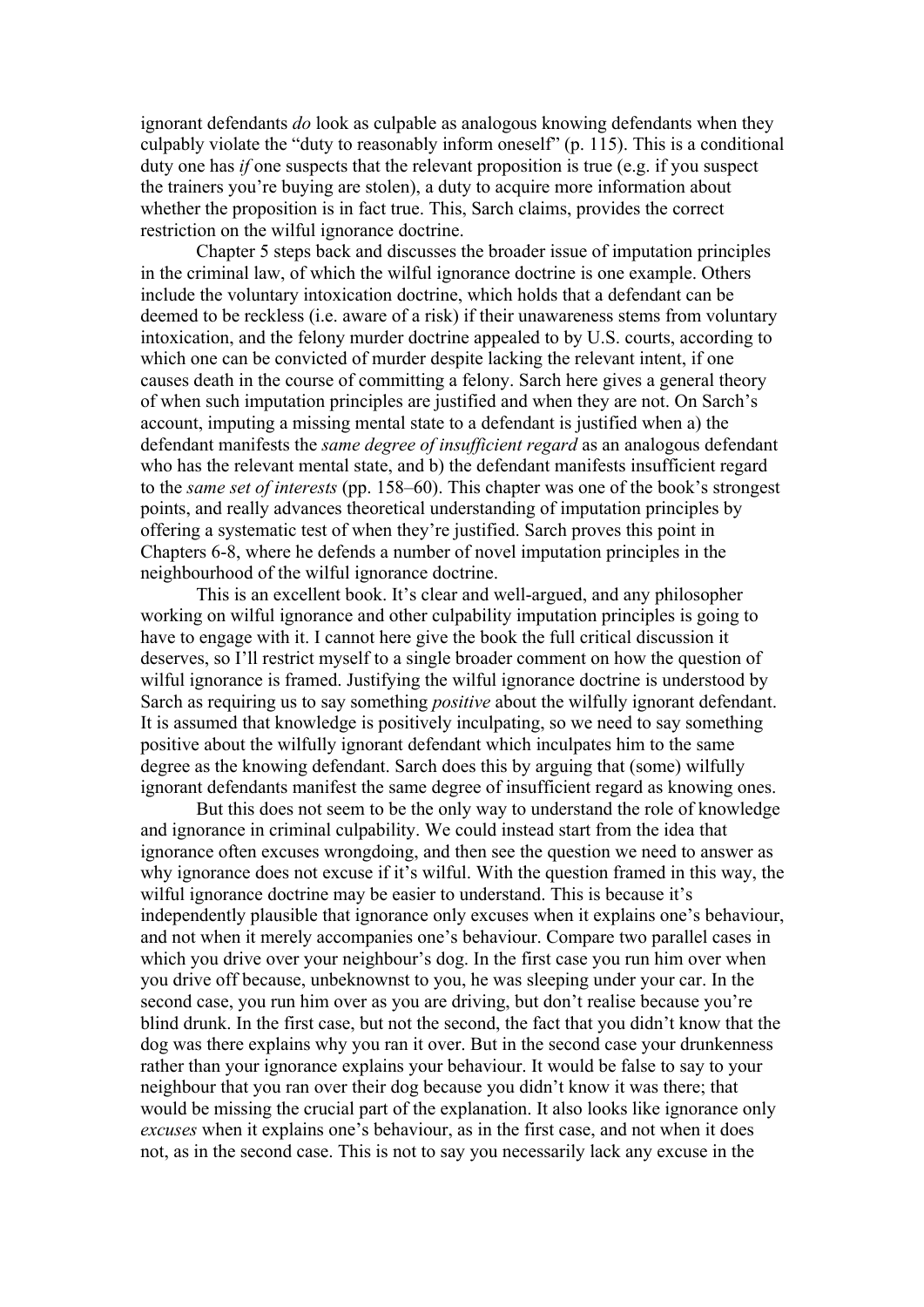ignorant defendants *do* look as culpable as analogous knowing defendants when they culpably violate the "duty to reasonably inform oneself" (p. 115). This is a conditional duty one has *if* one suspects that the relevant proposition is true (e.g. if you suspect the trainers you're buying are stolen), a duty to acquire more information about whether the proposition is in fact true. This, Sarch claims, provides the correct restriction on the wilful ignorance doctrine.

Chapter 5 steps back and discusses the broader issue of imputation principles in the criminal law, of which the wilful ignorance doctrine is one example. Others include the voluntary intoxication doctrine, which holds that a defendant can be deemed to be reckless (i.e. aware of a risk) if their unawareness stems from voluntary intoxication, and the felony murder doctrine appealed to by U.S. courts, according to which one can be convicted of murder despite lacking the relevant intent, if one causes death in the course of committing a felony. Sarch here gives a general theory of when such imputation principles are justified and when they are not. On Sarch's account, imputing a missing mental state to a defendant is justified when a) the defendant manifests the *same degree of insufficient regard* as an analogous defendant who has the relevant mental state, and b) the defendant manifests insufficient regard to the *same set of interests* (pp. 158–60). This chapter was one of the book's strongest points, and really advances theoretical understanding of imputation principles by offering a systematic test of when they're justified. Sarch proves this point in Chapters 6-8, where he defends a number of novel imputation principles in the neighbourhood of the wilful ignorance doctrine.

This is an excellent book. It's clear and well-argued, and any philosopher working on wilful ignorance and other culpability imputation principles is going to have to engage with it. I cannot here give the book the full critical discussion it deserves, so I'll restrict myself to a single broader comment on how the question of wilful ignorance is framed. Justifying the wilful ignorance doctrine is understood by Sarch as requiring us to say something *positive* about the wilfully ignorant defendant. It is assumed that knowledge is positively inculpating, so we need to say something positive about the wilfully ignorant defendant which inculpates him to the same degree as the knowing defendant. Sarch does this by arguing that (some) wilfully ignorant defendants manifest the same degree of insufficient regard as knowing ones.

But this does not seem to be the only way to understand the role of knowledge and ignorance in criminal culpability. We could instead start from the idea that ignorance often excuses wrongdoing, and then see the question we need to answer as why ignorance does not excuse if it's wilful. With the question framed in this way, the wilful ignorance doctrine may be easier to understand. This is because it's independently plausible that ignorance only excuses when it explains one's behaviour, and not when it merely accompanies one's behaviour. Compare two parallel cases in which you drive over your neighbour's dog. In the first case you run him over when you drive off because, unbeknownst to you, he was sleeping under your car. In the second case, you run him over as you are driving, but don't realise because you're blind drunk. In the first case, but not the second, the fact that you didn't know that the dog was there explains why you ran it over. But in the second case your drunkenness rather than your ignorance explains your behaviour. It would be false to say to your neighbour that you ran over their dog because you didn't know it was there; that would be missing the crucial part of the explanation. It also looks like ignorance only *excuses* when it explains one's behaviour, as in the first case, and not when it does not, as in the second case. This is not to say you necessarily lack any excuse in the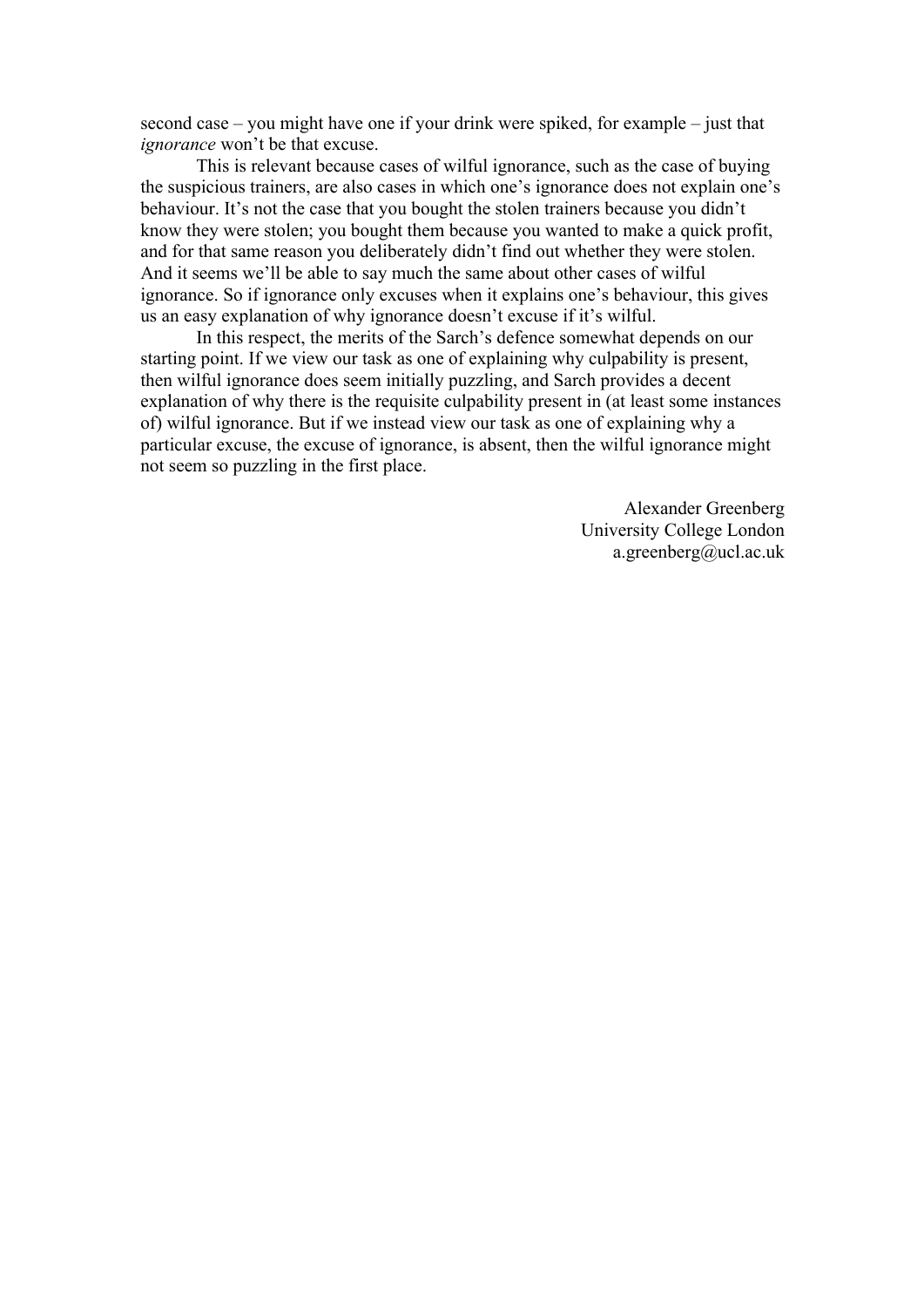second case – you might have one if your drink were spiked, for example – just that *ignorance* won't be that excuse.

This is relevant because cases of wilful ignorance, such as the case of buying the suspicious trainers, are also cases in which one's ignorance does not explain one's behaviour. It's not the case that you bought the stolen trainers because you didn't know they were stolen; you bought them because you wanted to make a quick profit, and for that same reason you deliberately didn't find out whether they were stolen. And it seems we'll be able to say much the same about other cases of wilful ignorance. So if ignorance only excuses when it explains one's behaviour, this gives us an easy explanation of why ignorance doesn't excuse if it's wilful.

In this respect, the merits of the Sarch's defence somewhat depends on our starting point. If we view our task as one of explaining why culpability is present, then wilful ignorance does seem initially puzzling, and Sarch provides a decent explanation of why there is the requisite culpability present in (at least some instances of) wilful ignorance. But if we instead view our task as one of explaining why a particular excuse, the excuse of ignorance, is absent, then the wilful ignorance might not seem so puzzling in the first place.

Alexander Greenberg
University College London
a.greenberg@ucl.ac.uk